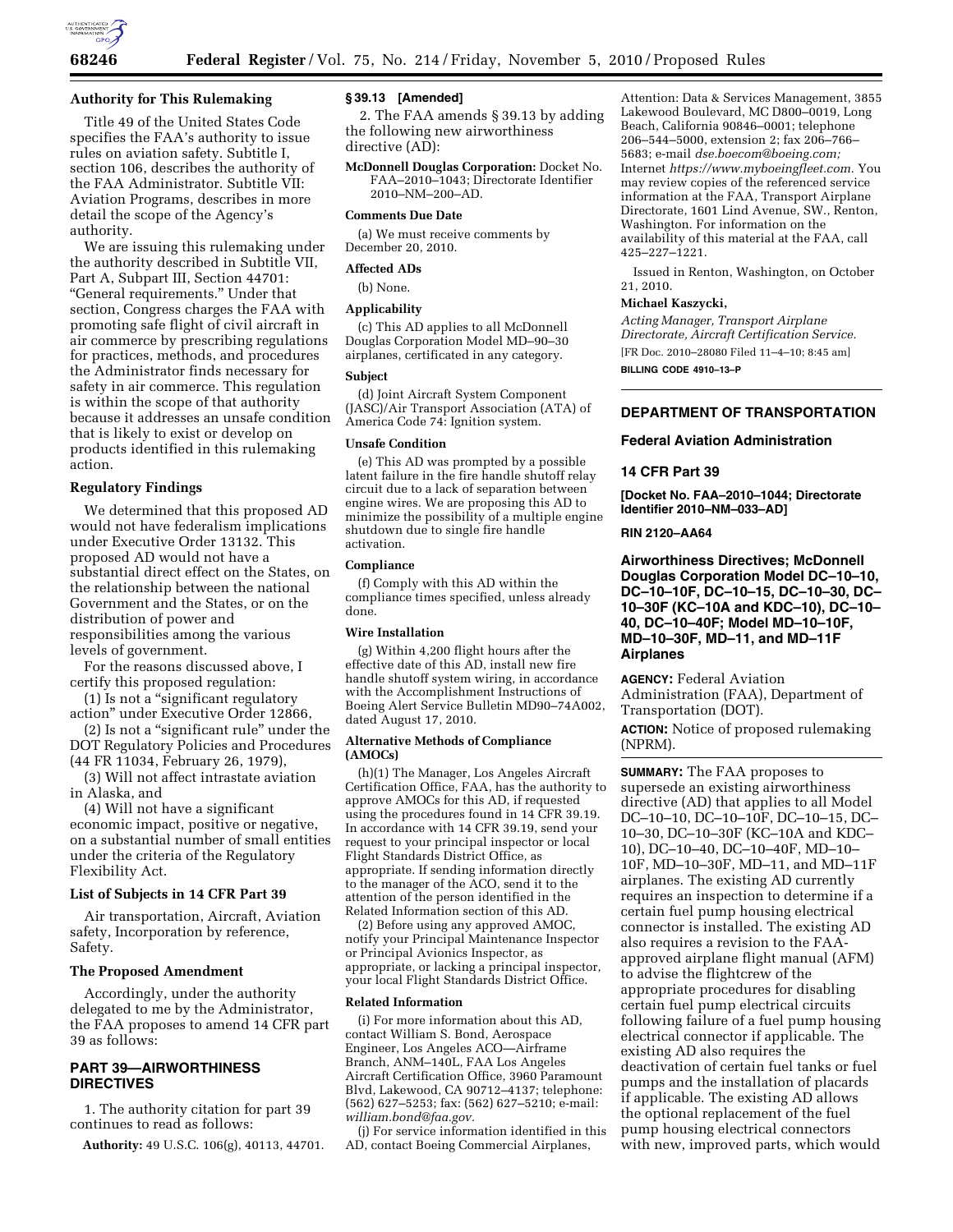### Authority for This Rulemaking

Title 49 of the United States Code specifies the FAA's authority to issue rules on aviation safety. Subtitle I, section 106, describes the authority of the FAA Administrator. Subtitle VII: Aviation Programs, describes in more detail the scope of the Agency's authority.

We are issuing this rulemaking under the authority described in Subtitle VII, Part A, Subpart III, Section 44701: "General requirements." Under that section, Congress charges the FAA with promoting safe flight of civil aircraft in air commerce by prescribing regulations for practices, methods, and procedures the Administrator finds necessary for safety in air commerce. This regulation is within the scope of that authority because it addresses an unsafe condition that is likely to exist or develop on products identified in this rulemaking action.

### Regulatory Findings

We determined that this proposed AD would not have federalism implications under Executive Order 13132. This proposed AD would not have a substantial direct effect on the States, on the relationship between the national Government and the States, or on the distribution of power and responsibilities among the various levels of government.

For the reasons discussed above, I certify this proposed regulation:

(1) Is not a "significant regulatory action" under Executive Order 12866,

(2) Is not a "significant rule" under the DOT Regulatory Policies and Procedures (44 FR 11034, February 26, 1979),

(3) Will not affect intrastate aviation in Alaska, and

(4) Will not have a significant economic impact, positive or negative, on a substantial number of small entities under the criteria of the Regulatory Flexibility Act.

### List of Subjects in 14 CFR Part 39

Air transportation, Aircraft, Aviation safety, Incorporation by reference, Safety.

### The Proposed Amendment

Accordingly, under the authority delegated to me by the Administrator, the FAA proposes to amend 14 CFR part 39 as follows:

## PART 39—AIRWORTHINESS DIRECTIVES

1. The authority citation for part 39 continues to read as follows:

**Authority:** 49 U.S.C. 106(g), 40113, 44701.

### § 39.13 [Amended]

2. The FAA amends § 39.13 by adding the following new airworthiness directive (AD):

**McDonnell Douglas Corporation:** Docket No. FAA–2010–1043; Directorate Identifier 2010–NM–200–AD.

#### Comments Due Date

(a) We must receive comments by December 20, 2010.

#### Affected ADs

(b) None.

#### Applicability

(c) This AD applies to all McDonnell Douglas Corporation Model MD–90–30 airplanes, certificated in any category.

#### Subject

(d) Joint Aircraft System Component (JASC)/Air Transport Association (ATA) of America Code 74: Ignition system.

#### Unsafe Condition

(e) This AD was prompted by a possible latent failure in the fire handle shutoff relay circuit due to a lack of separation between engine wires. We are proposing this AD to minimize the possibility of a multiple engine shutdown due to single fire handle activation.

#### Compliance

(f) Comply with this AD within the compliance times specified, unless already done.

#### Wire Installation

(g) Within 4,200 flight hours after the effective date of this AD, install new fire handle shutoff system wiring, in accordance with the Accomplishment Instructions of Boeing Alert Service Bulletin MD90–74A002, dated August 17, 2010.

#### Alternative Methods of Compliance (AMOCs)

(h)(1) The Manager, Los Angeles Aircraft Certification Office, FAA, has the authority to approve AMOCs for this AD, if requested using the procedures found in 14 CFR 39.19. In accordance with 14 CFR 39.19, send your request to your principal inspector or local Flight Standards District Office, as appropriate. If sending information directly to the manager of the ACO, send it to the attention of the person identified in the Related Information section of this AD.

(2) Before using any approved AMOC, notify your Principal Maintenance Inspector or Principal Avionics Inspector, as appropriate, or lacking a principal inspector, your local Flight Standards District Office.

#### Related Information

(i) For more information about this AD, contact William S. Bond, Aerospace Engineer, Los Angeles ACO—Airframe Branch, ANM–140L, FAA Los Angeles Aircraft Certification Office, 3960 Paramount Blvd, Lakewood, CA 90712–4137; telephone: (562) 627–5253; fax: (562) 627–5210; e-mail: *william.bond@faa.gov.*

(j) For service information identified in this AD, contact Boeing Commercial Airplanes, Attention: Data & Services Management, 3855 Lakewood Boulevard, MC D800–0019, Long Beach, California 90846–0001; telephone 206–544–5000, extension 2; fax 206–766–5683; e-mail *dse.boecom@boeing.com;* Internet *https://www.myboeingfleet.com.* You may review copies of the referenced service information at the FAA, Transport Airplane Directorate, 1601 Lind Avenue, SW., Renton, Washington. For information on the availability of this material at the FAA, call 425–227–1221.

Issued in Renton, Washington, on October 21, 2010.

**Michael Kaszycki,**

*Acting Manager, Transport Airplane Directorate, Aircraft Certification Service.*

[FR Doc. 2010–28080 Filed 11–4–10; 8:45 am]

**BILLING CODE 4910–13–P**

---

## DEPARTMENT OF TRANSPORTATION

### Federal Aviation Administration

### 14 CFR Part 39

**[Docket No. FAA–2010–1044; Directorate Identifier 2010–NM–033–AD]**

**RIN 2120–AA64**

## Airworthiness Directives; McDonnell Douglas Corporation Model DC–10–10, DC–10–10F, DC–10–15, DC–10–30, DC–10–30F (KC–10A and KDC–10), DC–10–40, DC–10–40F; Model MD–10–10F, MD–10–30F, MD–11, and MD–11F Airplanes

**AGENCY:** Federal Aviation Administration (FAA), Department of Transportation (DOT).

**ACTION:** Notice of proposed rulemaking (NPRM).

**SUMMARY:** The FAA proposes to supersede an existing airworthiness directive (AD) that applies to all Model DC–10–10, DC–10–10F, DC–10–15, DC–10–30, DC–10–30F (KC–10A and KDC–10), DC–10–40, DC–10–40F, MD–10–10F, MD–10–30F, MD–11, and MD–11F airplanes. The existing AD currently requires an inspection to determine if a certain fuel pump housing electrical connector is installed. The existing AD also requires a revision to the FAA-approved airplane flight manual (AFM) to advise the flightcrew of the appropriate procedures for disabling certain fuel pump electrical circuits following failure of a fuel pump housing electrical connector if applicable. The existing AD also requires the deactivation of certain fuel tanks or fuel pumps and the installation of placards if applicable. The existing AD allows the optional replacement of the fuel pump housing electrical connectors with new, improved parts, which would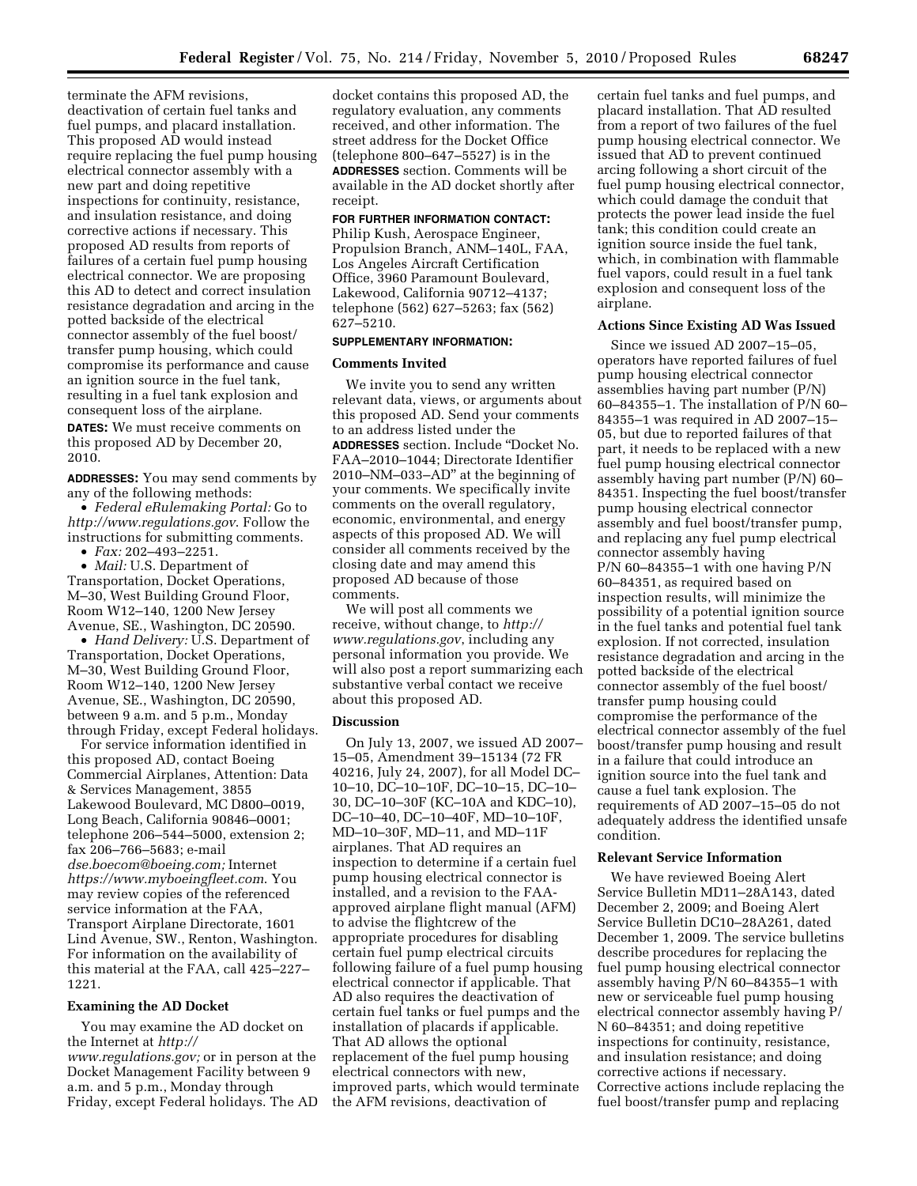terminate the AFM revisions, deactivation of certain fuel tanks and fuel pumps, and placard installation. This proposed AD would instead require replacing the fuel pump housing electrical connector assembly with a new part and doing repetitive inspections for continuity, resistance, and insulation resistance, and doing corrective actions if necessary. This proposed AD results from reports of failures of a certain fuel pump housing electrical connector. We are proposing this AD to detect and correct insulation resistance degradation and arcing in the potted backside of the electrical connector assembly of the fuel boost/transfer pump housing, which could compromise its performance and cause an ignition source in the fuel tank, resulting in a fuel tank explosion and consequent loss of the airplane.

**DATES:** We must receive comments on this proposed AD by December 20, 2010.

**ADDRESSES:** You may send comments by any of the following methods:

- *Federal eRulemaking Portal:* Go to *http://www.regulations.gov*. Follow the instructions for submitting comments.
- *Fax:* 202–493–2251.
- *Mail:* U.S. Department of Transportation, Docket Operations, M–30, West Building Ground Floor, Room W12–140, 1200 New Jersey Avenue, SE., Washington, DC 20590.
- *Hand Delivery:* U.S. Department of Transportation, Docket Operations, M–30, West Building Ground Floor, Room W12–140, 1200 New Jersey Avenue, SE., Washington, DC 20590, between 9 a.m. and 5 p.m., Monday through Friday, except Federal holidays.

For service information identified in this proposed AD, contact Boeing Commercial Airplanes, Attention: Data & Services Management, 3855 Lakewood Boulevard, MC D800–0019, Long Beach, California 90846–0001; telephone 206–544–5000, extension 2; fax 206–766–5683; e-mail *dse.boecom@boeing.com;* Internet *https://www.myboeingfleet.com*. You may review copies of the referenced service information at the FAA, Transport Airplane Directorate, 1601 Lind Avenue, SW., Renton, Washington. For information on the availability of this material at the FAA, call 425–227–1221.

## Examining the AD Docket

You may examine the AD docket on the Internet at *http://www.regulations.gov;* or in person at the Docket Management Facility between 9 a.m. and 5 p.m., Monday through Friday, except Federal holidays. The AD docket contains this proposed AD, the regulatory evaluation, any comments received, and other information. The street address for the Docket Office (telephone 800–647–5527) is in the **ADDRESSES** section. Comments will be available in the AD docket shortly after receipt.

**FOR FURTHER INFORMATION CONTACT:** Philip Kush, Aerospace Engineer, Propulsion Branch, ANM–140L, FAA, Los Angeles Aircraft Certification Office, 3960 Paramount Boulevard, Lakewood, California 90712–4137; telephone (562) 627–5263; fax (562) 627–5210.

**SUPPLEMENTARY INFORMATION:**

## Comments Invited

We invite you to send any written relevant data, views, or arguments about this proposed AD. Send your comments to an address listed under the **ADDRESSES** section. Include "Docket No. FAA–2010–1044; Directorate Identifier 2010–NM–033–AD" at the beginning of your comments. We specifically invite comments on the overall regulatory, economic, environmental, and energy aspects of this proposed AD. We will consider all comments received by the closing date and may amend this proposed AD because of those comments.

We will post all comments we receive, without change, to *http://www.regulations.gov*, including any personal information you provide. We will also post a report summarizing each substantive verbal contact we receive about this proposed AD.

## Discussion

On July 13, 2007, we issued AD 2007–15–05, Amendment 39–15134 (72 FR 40216, July 24, 2007), for all Model DC–10–10, DC–10–10F, DC–10–15, DC–10–30, DC–10–30F (KC–10A and KDC–10), DC–10–40, DC–10–40F, MD–10–10F, MD–10–30F, MD–11, and MD–11F airplanes. That AD requires an inspection to determine if a certain fuel pump housing electrical connector is installed, and a revision to the FAA-approved airplane flight manual (AFM) to advise the flightcrew of the appropriate procedures for disabling certain fuel pump electrical circuits following failure of a fuel pump housing electrical connector if applicable. That AD also requires the deactivation of certain fuel tanks or fuel pumps and the installation of placards if applicable. That AD allows the optional replacement of the fuel pump housing electrical connectors with new, improved parts, which would terminate the AFM revisions, deactivation of certain fuel tanks and fuel pumps, and placard installation. That AD resulted from a report of two failures of the fuel pump housing electrical connector. We issued that AD to prevent continued arcing following a short circuit of the fuel pump housing electrical connector, which could damage the conduit that protects the power lead inside the fuel tank; this condition could create an ignition source inside the fuel tank, which, in combination with flammable fuel vapors, could result in a fuel tank explosion and consequent loss of the airplane.

## Actions Since Existing AD Was Issued

Since we issued AD 2007–15–05, operators have reported failures of fuel pump housing electrical connector assemblies having part number (P/N) 60–84355–1. The installation of P/N 60–84355–1 was required in AD 2007–15–05, but due to reported failures of that part, it needs to be replaced with a new fuel pump housing electrical connector assembly having part number (P/N) 60–84351. Inspecting the fuel boost/transfer pump housing electrical connector assembly and fuel boost/transfer pump, and replacing any fuel pump electrical connector assembly having P/N 60–84355–1 with one having P/N 60–84351, as required based on inspection results, will minimize the possibility of a potential ignition source in the fuel tanks and potential fuel tank explosion. If not corrected, insulation resistance degradation and arcing in the potted backside of the electrical connector assembly of the fuel boost/transfer pump housing could compromise the performance of the electrical connector assembly of the fuel boost/transfer pump housing and result in a failure that could introduce an ignition source into the fuel tank and cause a fuel tank explosion. The requirements of AD 2007–15–05 do not adequately address the identified unsafe condition.

## Relevant Service Information

We have reviewed Boeing Alert Service Bulletin MD11–28A143, dated December 2, 2009; and Boeing Alert Service Bulletin DC10–28A261, dated December 1, 2009. The service bulletins describe procedures for replacing the fuel pump housing electrical connector assembly having P/N 60–84355–1 with new or serviceable fuel pump housing electrical connector assembly having P/N 60–84351; and doing repetitive inspections for continuity, resistance, and insulation resistance; and doing corrective actions if necessary. Corrective actions include replacing the fuel boost/transfer pump and replacing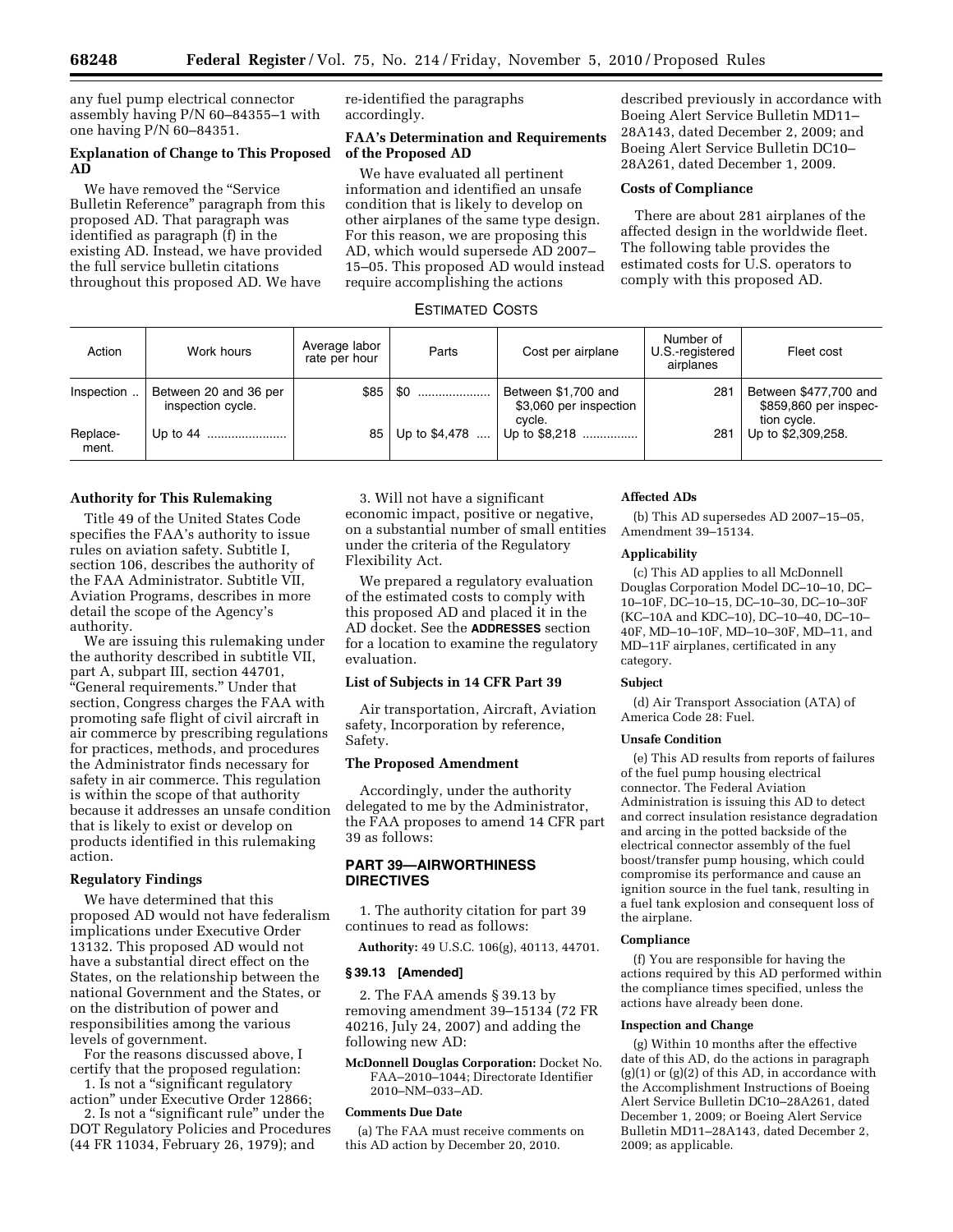any fuel pump electrical connector assembly having P/N 60–84355–1 with one having P/N 60–84351.

**Explanation of Change to This Proposed AD**

We have removed the "Service Bulletin Reference" paragraph from this proposed AD. That paragraph was identified as paragraph (f) in the existing AD. Instead, we have provided the full service bulletin citations throughout this proposed AD. We have re-identified the paragraphs accordingly.

**FAA's Determination and Requirements of the Proposed AD**

We have evaluated all pertinent information and identified an unsafe condition that is likely to develop on other airplanes of the same type design. For this reason, we are proposing this AD, which would supersede AD 2007–15–05. This proposed AD would instead require accomplishing the actions described previously in accordance with Boeing Alert Service Bulletin MD11–28A143, dated December 2, 2009; and Boeing Alert Service Bulletin DC10–28A261, dated December 1, 2009.

**Costs of Compliance**

There are about 281 airplanes of the affected design in the worldwide fleet. The following table provides the estimated costs for U.S. operators to comply with this proposed AD.

ESTIMATED COSTS

| Action | Work hours | Average labor rate per hour | Parts | Cost per airplane | Number of U.S.-registered airplanes | Fleet cost |
|---|---|---|---|---|---|---|
| Inspection | Between 20 and 36 per inspection cycle. | $85 | $0 | Between $1,700 and $3,060 per inspection cycle. | 281 | Between $477,700 and $859,860 per inspection cycle. |
| Replacement. | Up to 44 | 85 | Up to $4,478 | Up to $8,218 | 281 | Up to $2,309,258. |

**Authority for This Rulemaking**

Title 49 of the United States Code specifies the FAA's authority to issue rules on aviation safety. Subtitle I, section 106, describes the authority of the FAA Administrator. Subtitle VII, Aviation Programs, describes in more detail the scope of the Agency's authority.

We are issuing this rulemaking under the authority described in subtitle VII, part A, subpart III, section 44701, "General requirements." Under that section, Congress charges the FAA with promoting safe flight of civil aircraft in air commerce by prescribing regulations for practices, methods, and procedures the Administrator finds necessary for safety in air commerce. This regulation is within the scope of that authority because it addresses an unsafe condition that is likely to exist or develop on products identified in this rulemaking action.

**Regulatory Findings**

We have determined that this proposed AD would not have federalism implications under Executive Order 13132. This proposed AD would not have a substantial direct effect on the States, on the relationship between the national Government and the States, or on the distribution of power and responsibilities among the various levels of government.

For the reasons discussed above, I certify that the proposed regulation:

1. Is not a "significant regulatory action" under Executive Order 12866;
2. Is not a "significant rule" under the DOT Regulatory Policies and Procedures (44 FR 11034, February 26, 1979); and
3. Will not have a significant economic impact, positive or negative, on a substantial number of small entities under the criteria of the Regulatory Flexibility Act.

We prepared a regulatory evaluation of the estimated costs to comply with this proposed AD and placed it in the AD docket. See the **ADDRESSES** section for a location to examine the regulatory evaluation.

**List of Subjects in 14 CFR Part 39**

Air transportation, Aircraft, Aviation safety, Incorporation by reference, Safety.

**The Proposed Amendment**

Accordingly, under the authority delegated to me by the Administrator, the FAA proposes to amend 14 CFR part 39 as follows:

## PART 39—AIRWORTHINESS DIRECTIVES

1. The authority citation for part 39 continues to read as follows:

**Authority:** 49 U.S.C. 106(g), 40113, 44701.

### § 39.13 [Amended]

2. The FAA amends § 39.13 by removing amendment 39–15134 (72 FR 40216, July 24, 2007) and adding the following new AD:

**McDonnell Douglas Corporation:** Docket No. FAA–2010–1044; Directorate Identifier 2010–NM–033–AD.

**Comments Due Date**

(a) The FAA must receive comments on this AD action by December 20, 2010.

**Affected ADs**

(b) This AD supersedes AD 2007–15–05, Amendment 39–15134.

**Applicability**

(c) This AD applies to all McDonnell Douglas Corporation Model DC–10–10, DC–10–10F, DC–10–15, DC–10–30, DC–10–30F (KC–10A and KDC–10), DC–10–40, DC–10–40F, MD–10–10F, MD–10–30F, MD–11, and MD–11F airplanes, certificated in any category.

**Subject**

(d) Air Transport Association (ATA) of America Code 28: Fuel.

**Unsafe Condition**

(e) This AD results from reports of failures of the fuel pump housing electrical connector. The Federal Aviation Administration is issuing this AD to detect and correct insulation resistance degradation and arcing in the potted backside of the electrical connector assembly of the fuel boost/transfer pump housing, which could compromise its performance and cause an ignition source in the fuel tank, resulting in a fuel tank explosion and consequent loss of the airplane.

**Compliance**

(f) You are responsible for having the actions required by this AD performed within the compliance times specified, unless the actions have already been done.

**Inspection and Change**

(g) Within 10 months after the effective date of this AD, do the actions in paragraph (g)(1) or (g)(2) of this AD, in accordance with the Accomplishment Instructions of Boeing Alert Service Bulletin DC10–28A261, dated December 1, 2009; or Boeing Alert Service Bulletin MD11–28A143, dated December 2, 2009; as applicable.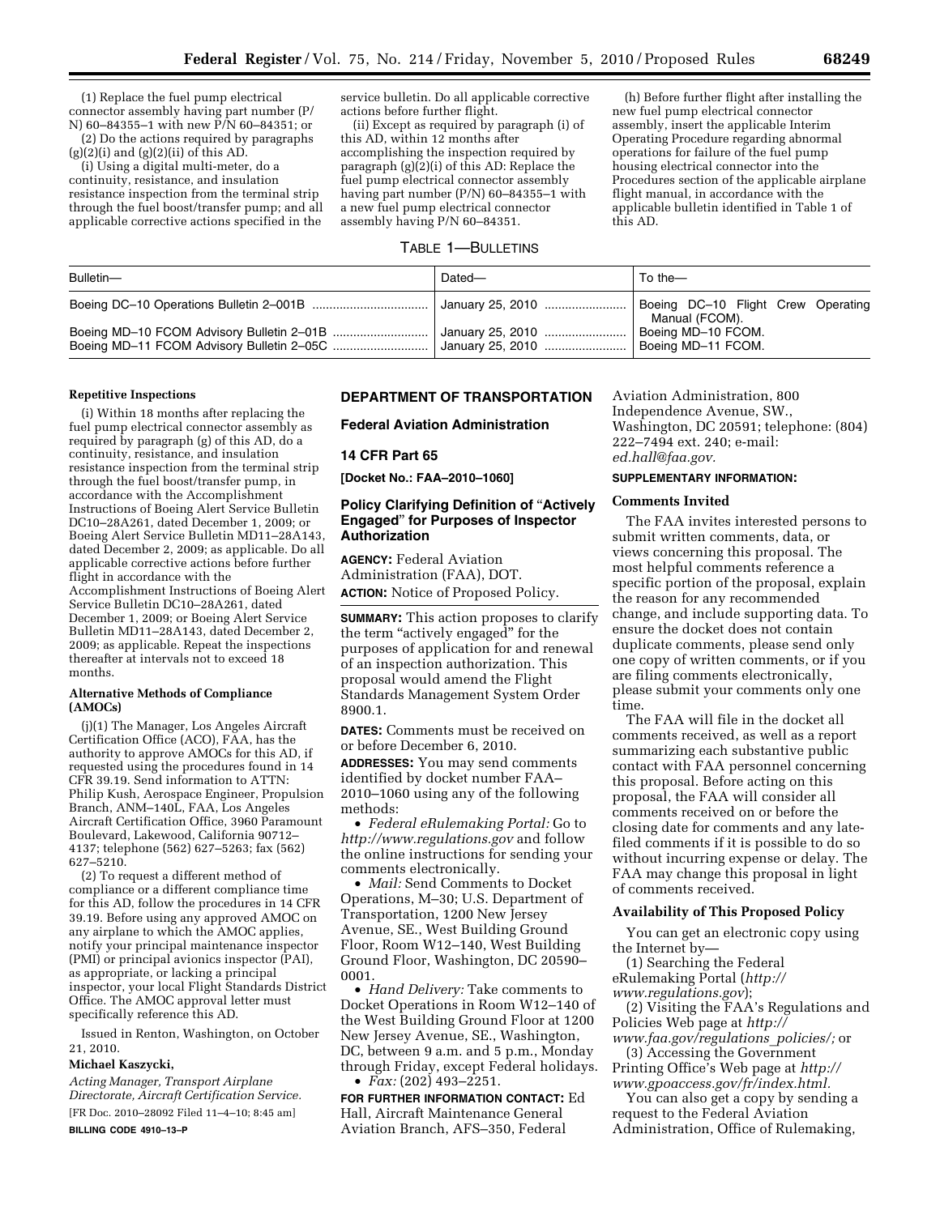(1) Replace the fuel pump electrical connector assembly having part number (P/N) 60–84355–1 with new P/N 60–84351; or

(2) Do the actions required by paragraphs (g)(2)(i) and (g)(2)(ii) of this AD.

(i) Using a digital multi-meter, do a continuity, resistance, and insulation resistance inspection from the terminal strip through the fuel boost/transfer pump; and all applicable corrective actions specified in the service bulletin. Do all applicable corrective actions before further flight.

(ii) Except as required by paragraph (i) of this AD, within 12 months after accomplishing the inspection required by paragraph (g)(2)(i) of this AD: Replace the fuel pump electrical connector assembly having part number (P/N) 60–84355–1 with a new fuel pump electrical connector assembly having P/N 60–84351.

(h) Before further flight after installing the new fuel pump electrical connector assembly, insert the applicable Interim Operating Procedure regarding abnormal operations for failure of the fuel pump housing electrical connector into the Procedures section of the applicable airplane flight manual, in accordance with the applicable bulletin identified in Table 1 of this AD.

TABLE 1—BULLETINS

| Bulletin— | Dated— | To the— |
|---|---|---|
| Boeing DC–10 Operations Bulletin 2–001B | January 25, 2010 | Boeing DC–10 Flight Crew Operating Manual (FCOM). |
| Boeing MD–10 FCOM Advisory Bulletin 2–01B | January 25, 2010 | Boeing MD–10 FCOM. |
| Boeing MD–11 FCOM Advisory Bulletin 2–05C | January 25, 2010 | Boeing MD–11 FCOM. |

**Repetitive Inspections**

(i) Within 18 months after replacing the fuel pump electrical connector assembly as required by paragraph (g) of this AD, do a continuity, resistance, and insulation resistance inspection from the terminal strip through the fuel boost/transfer pump, in accordance with the Accomplishment Instructions of Boeing Alert Service Bulletin DC10–28A261, dated December 1, 2009; or Boeing Alert Service Bulletin MD11–28A143, dated December 2, 2009; as applicable. Do all applicable corrective actions before further flight in accordance with the Accomplishment Instructions of Boeing Alert Service Bulletin DC10–28A261, dated December 1, 2009; or Boeing Alert Service Bulletin MD11–28A143, dated December 2, 2009; as applicable. Repeat the inspections thereafter at intervals not to exceed 18 months.

**Alternative Methods of Compliance (AMOCs)**

(j)(1) The Manager, Los Angeles Aircraft Certification Office (ACO), FAA, has the authority to approve AMOCs for this AD, if requested using the procedures found in 14 CFR 39.19. Send information to ATTN: Philip Kush, Aerospace Engineer, Propulsion Branch, ANM–140L, FAA, Los Angeles Aircraft Certification Office, 3960 Paramount Boulevard, Lakewood, California 90712–4137; telephone (562) 627–5263; fax (562) 627–5210.

(2) To request a different method of compliance or a different compliance time for this AD, follow the procedures in 14 CFR 39.19. Before using any approved AMOC on any airplane to which the AMOC applies, notify your principal maintenance inspector (PMI) or principal avionics inspector (PAI), as appropriate, or lacking a principal inspector, your local Flight Standards District Office. The AMOC approval letter must specifically reference this AD.

Issued in Renton, Washington, on October 21, 2010.

**Michael Kaszycki,**

*Acting Manager, Transport Airplane Directorate, Aircraft Certification Service.*

[FR Doc. 2010–28092 Filed 11–4–10; 8:45 am]

**BILLING CODE 4910–13–P**

## DEPARTMENT OF TRANSPORTATION

### Federal Aviation Administration

### 14 CFR Part 65

**[Docket No.: FAA–2010–1060]**

### Policy Clarifying Definition of "Actively Engaged" for Purposes of Inspector Authorization

**AGENCY:** Federal Aviation Administration (FAA), DOT.

**ACTION:** Notice of Proposed Policy.

**SUMMARY:** This action proposes to clarify the term "actively engaged" for the purposes of application for and renewal of an inspection authorization. This proposal would amend the Flight Standards Management System Order 8900.1.

**DATES:** Comments must be received on or before December 6, 2010.

**ADDRESSES:** You may send comments identified by docket number FAA–2010–1060 using any of the following methods:

- *Federal eRulemaking Portal:* Go to *http://www.regulations.gov* and follow the online instructions for sending your comments electronically.
- *Mail:* Send Comments to Docket Operations, M–30; U.S. Department of Transportation, 1200 New Jersey Avenue, SE., West Building Ground Floor, Room W12–140, West Building Ground Floor, Washington, DC 20590–0001.
- *Hand Delivery:* Take comments to Docket Operations in Room W12–140 of the West Building Ground Floor at 1200 New Jersey Avenue, SE., Washington, DC, between 9 a.m. and 5 p.m., Monday through Friday, except Federal holidays.
- *Fax:* (202) 493–2251.

**FOR FURTHER INFORMATION CONTACT:** Ed Hall, Aircraft Maintenance General Aviation Branch, AFS–350, Federal Aviation Administration, 800 Independence Avenue, SW., Washington, DC 20591; telephone: (804) 222–7494 ext. 240; e-mail: *ed.hall@faa.gov.*

**SUPPLEMENTARY INFORMATION:**

**Comments Invited**

The FAA invites interested persons to submit written comments, data, or views concerning this proposal. The most helpful comments reference a specific portion of the proposal, explain the reason for any recommended change, and include supporting data. To ensure the docket does not contain duplicate comments, please send only one copy of written comments, or if you are filing comments electronically, please submit your comments only one time.

The FAA will file in the docket all comments received, as well as a report summarizing each substantive public contact with FAA personnel concerning this proposal. Before acting on this proposal, the FAA will consider all comments received on or before the closing date for comments and any late-filed comments if it is possible to do so without incurring expense or delay. The FAA may change this proposal in light of comments received.

**Availability of This Proposed Policy**

You can get an electronic copy using the Internet by—

(1) Searching the Federal eRulemaking Portal (*http://www.regulations.gov*);

(2) Visiting the FAA's Regulations and Policies Web page at *http://www.faa.gov/regulations_policies/;* or

(3) Accessing the Government Printing Office's Web page at *http://www.gpoaccess.gov/fr/index.html.*

You can also get a copy by sending a request to the Federal Aviation Administration, Office of Rulemaking,